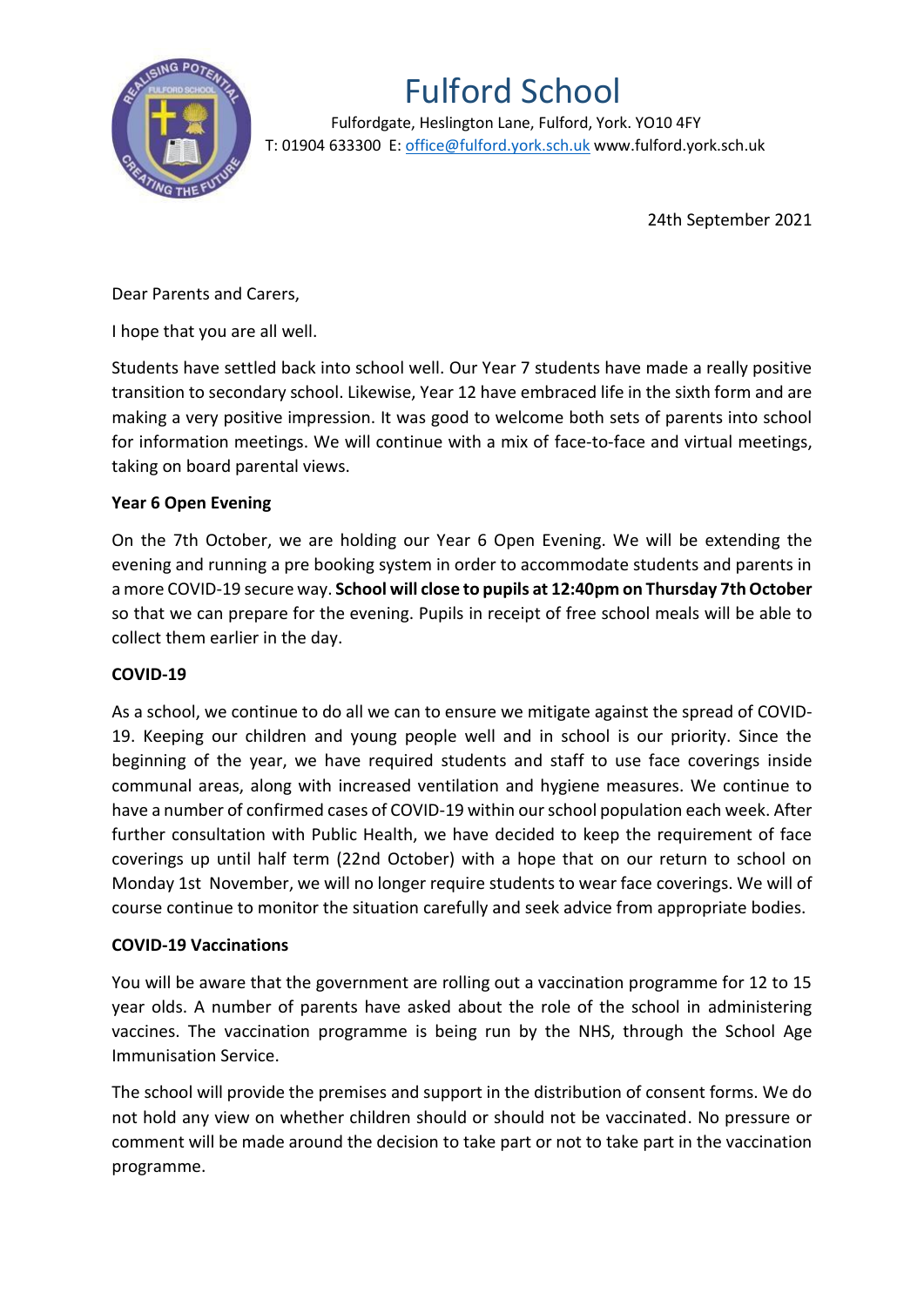# Fulford School

Fulfordgate, Heslington Lane, Fulford, York. YO10 4FY
T: 01904 633300 E: office@fulford.york.sch.uk www.fulford.york.sch.uk

24th September 2021

Dear Parents and Carers,

I hope that you are all well.

Students have settled back into school well. Our Year 7 students have made a really positive transition to secondary school. Likewise, Year 12 have embraced life in the sixth form and are making a very positive impression. It was good to welcome both sets of parents into school for information meetings. We will continue with a mix of face-to-face and virtual meetings, taking on board parental views.

**Year 6 Open Evening**

On the 7th October, we are holding our Year 6 Open Evening. We will be extending the evening and running a pre booking system in order to accommodate students and parents in a more COVID-19 secure way. **School will close to pupils at 12:40pm on Thursday 7th October** so that we can prepare for the evening. Pupils in receipt of free school meals will be able to collect them earlier in the day.

**COVID-19**

As a school, we continue to do all we can to ensure we mitigate against the spread of COVID-19. Keeping our children and young people well and in school is our priority. Since the beginning of the year, we have required students and staff to use face coverings inside communal areas, along with increased ventilation and hygiene measures. We continue to have a number of confirmed cases of COVID-19 within our school population each week. After further consultation with Public Health, we have decided to keep the requirement of face coverings up until half term (22nd October) with a hope that on our return to school on Monday 1st November, we will no longer require students to wear face coverings. We will of course continue to monitor the situation carefully and seek advice from appropriate bodies.

**COVID-19 Vaccinations**

You will be aware that the government are rolling out a vaccination programme for 12 to 15 year olds. A number of parents have asked about the role of the school in administering vaccines. The vaccination programme is being run by the NHS, through the School Age Immunisation Service.

The school will provide the premises and support in the distribution of consent forms. We do not hold any view on whether children should or should not be vaccinated. No pressure or comment will be made around the decision to take part or not to take part in the vaccination programme.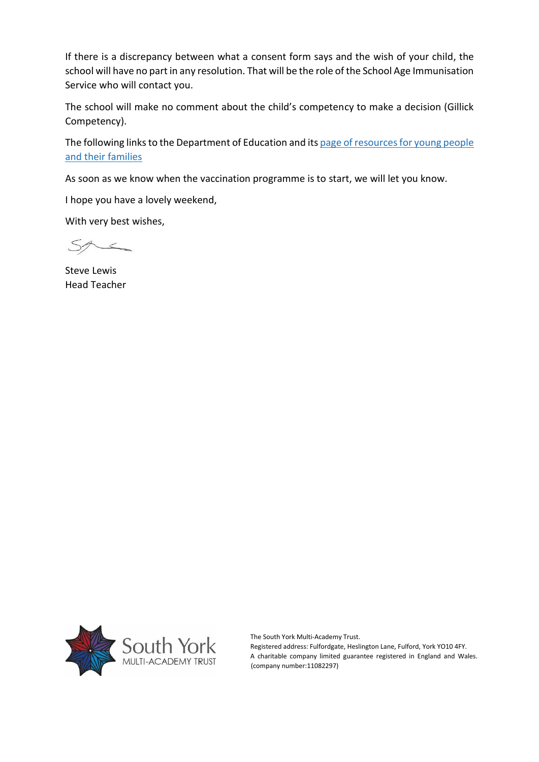If there is a discrepancy between what a consent form says and the wish of your child, the school will have no part in any resolution. That will be the role of the School Age Immunisation Service who will contact you.

The school will make no comment about the child's competency to make a decision (Gillick Competency).

The following links to the Department of Education and its page of resources for young people and their families

As soon as we know when the vaccination programme is to start, we will let you know.

I hope you have a lovely weekend,

With very best wishes,

Steve Lewis
Head Teacher

South York MULTI-ACADEMY TRUST

The South York Multi-Academy Trust.
Registered address: Fulfordgate, Heslington Lane, Fulford, York YO10 4FY.
A charitable company limited guarantee registered in England and Wales.
(company number:11082297)